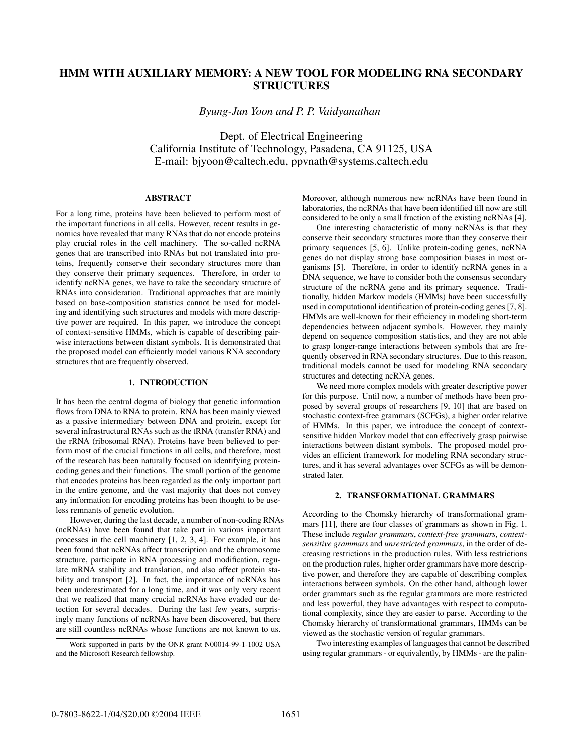# HMM WITH AUXILIARY MEMORY: A NEW TOOL FOR MODELING RNA SECONDARY STRUCTURES

*Byung-Jun Yoon and P. P. Vaidyanathan*

Dept. of Electrical Engineering
California Institute of Technology, Pasadena, CA 91125, USA
E-mail: bjyoon@caltech.edu, ppvnath@systems.caltech.edu

## ABSTRACT

For a long time, proteins have been believed to perform most of the important functions in all cells. However, recent results in genomics have revealed that many RNAs that do not encode proteins play crucial roles in the cell machinery. The so-called ncRNA genes that are transcribed into RNAs but not translated into proteins, frequently conserve their secondary structures more than they conserve their primary sequences. Therefore, in order to identify ncRNA genes, we have to take the secondary structure of RNAs into consideration. Traditional approaches that are mainly based on base-composition statistics cannot be used for modeling and identifying such structures and models with more descriptive power are required. In this paper, we introduce the concept of context-sensitive HMMs, which is capable of describing pairwise interactions between distant symbols. It is demonstrated that the proposed model can efficiently model various RNA secondary structures that are frequently observed.

## 1. INTRODUCTION

It has been the central dogma of biology that genetic information flows from DNA to RNA to protein. RNA has been mainly viewed as a passive intermediary between DNA and protein, except for several infrastructural RNAs such as the tRNA (transfer RNA) and the rRNA (ribosomal RNA). Proteins have been believed to perform most of the crucial functions in all cells, and therefore, most of the research has been naturally focused on identifying protein-coding genes and their functions. The small portion of the genome that encodes proteins has been regarded as the only important part in the entire genome, and the vast majority that does not convey any information for encoding proteins has been thought to be useless remnants of genetic evolution.

However, during the last decade, a number of non-coding RNAs (ncRNAs) have been found that take part in various important processes in the cell machinery [1, 2, 3, 4]. For example, it has been found that ncRNAs affect transcription and the chromosome structure, participate in RNA processing and modification, regulate mRNA stability and translation, and also affect protein stability and transport [2]. In fact, the importance of ncRNAs has been underestimated for a long time, and it was only very recent that we realized that many crucial ncRNAs have evaded our detection for several decades. During the last few years, surprisingly many functions of ncRNAs have been discovered, but there are still countless ncRNAs whose functions are not known to us.

Moreover, although numerous new ncRNAs have been found in laboratories, the ncRNAs that have been identified till now are still considered to be only a small fraction of the existing ncRNAs [4].

One interesting characteristic of many ncRNAs is that they conserve their secondary structures more than they conserve their primary sequences [5, 6]. Unlike protein-coding genes, ncRNA genes do not display strong base composition biases in most organisms [5]. Therefore, in order to identify ncRNA genes in a DNA sequence, we have to consider both the consensus secondary structure of the ncRNA gene and its primary sequence. Traditionally, hidden Markov models (HMMs) have been successfully used in computational identification of protein-coding genes [7, 8]. HMMs are well-known for their efficiency in modeling short-term dependencies between adjacent symbols. However, they mainly depend on sequence composition statistics, and they are not able to grasp longer-range interactions between symbols that are frequently observed in RNA secondary structures. Due to this reason, traditional models cannot be used for modeling RNA secondary structures and detecting ncRNA genes.

We need more complex models with greater descriptive power for this purpose. Until now, a number of methods have been proposed by several groups of researchers [9, 10] that are based on stochastic context-free grammars (SCFGs), a higher order relative of HMMs. In this paper, we introduce the concept of context-sensitive hidden Markov model that can effectively grasp pairwise interactions between distant symbols. The proposed model provides an efficient framework for modeling RNA secondary structures, and it has several advantages over SCFGs as will be demonstrated later.

## 2. TRANSFORMATIONAL GRAMMARS

According to the Chomsky hierarchy of transformational grammars [11], there are four classes of grammars as shown in Fig. 1. These include *regular grammars*, *context-free grammars*, *context-sensitive grammars* and *unrestricted grammars*, in the order of decreasing restrictions in the production rules. With less restrictions on the production rules, higher order grammars have more descriptive power, and therefore they are capable of describing complex interactions between symbols. On the other hand, although lower order grammars such as the regular grammars are more restricted and less powerful, they have advantages with respect to computational complexity, since they are easier to parse. According to the Chomsky hierarchy of transformational grammars, HMMs can be viewed as the stochastic version of regular grammars.

Two interesting examples of languages that cannot be described using regular grammars - or equivalently, by HMMs - are the palin-

Work supported in parts by the ONR grant N00014-99-1-1002 USA and the Microsoft Research fellowship.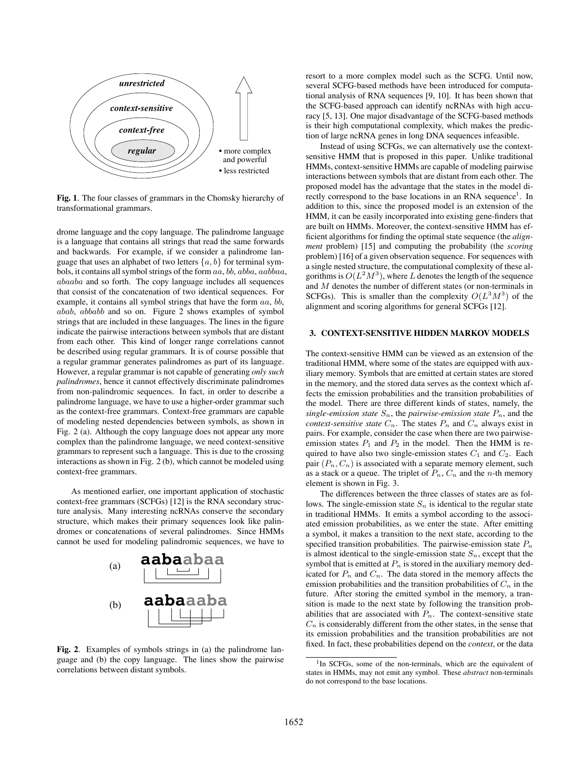Fig. 1. The four classes of grammars in the Chomsky hierarchy of transformational grammars.

drome language and the copy language. The palindrome language is a language that contains all strings that read the same forwards and backwards. For example, if we consider a palindrome language that uses an alphabet of two letters $\{a, b\}$ for terminal symbols, it contains all symbol strings of the form $aa$, $bb$, $abba$, $aabbaa$, $abaaba$ and so forth. The copy language includes all sequences that consist of the concatenation of two identical sequences. For example, it contains all symbol strings that have the form $aa$, $bb$, $abab$, $abbabb$ and so on. Figure 2 shows examples of symbol strings that are included in these languages. The lines in the figure indicate the pairwise interactions between symbols that are distant from each other. This kind of longer range correlations cannot be described using regular grammars. It is of course possible that a regular grammar generates palindromes as part of its language. However, a regular grammar is not capable of generating *only such palindromes*, hence it cannot effectively discriminate palindromes from non-palindromic sequences. In fact, in order to describe a palindrome language, we have to use a higher-order grammar such as the context-free grammars. Context-free grammars are capable of modeling nested dependencies between symbols, as shown in Fig. 2 (a). Although the copy language does not appear any more complex than the palindrome language, we need context-sensitive grammars to represent such a language. This is due to the crossing interactions as shown in Fig. 2 (b), which cannot be modeled using context-free grammars.

As mentioned earlier, one important application of stochastic context-free grammars (SCFGs) [12] is the RNA secondary structure analysis. Many interesting ncRNAs conserve the secondary structure, which makes their primary sequences look like palindromes or concatenations of several palindromes. Since HMMs cannot be used for modeling palindromic sequences, we have to resort to a more complex model such as the SCFG. Until now, several SCFG-based methods have been introduced for computational analysis of RNA sequences [9, 10]. It has been shown that the SCFG-based approach can identify ncRNAs with high accuracy [5, 13]. One major disadvantage of the SCFG-based methods is their high computational complexity, which makes the prediction of large ncRNA genes in long DNA sequences infeasible.

Fig. 2. Examples of symbols strings in (a) the palindrome language and (b) the copy language. The lines show the pairwise correlations between distant symbols.

Instead of using SCFGs, we can alternatively use the context-sensitive HMM that is proposed in this paper. Unlike traditional HMMs, context-sensitive HMMs are capable of modeling pairwise interactions between symbols that are distant from each other. The proposed model has the advantage that the states in the model directly correspond to the base locations in an RNA sequence[1]. In addition to this, since the proposed model is an extension of the HMM, it can be easily incorporated into existing gene-finders that are built on HMMs. Moreover, the context-sensitive HMM has efficient algorithms for finding the optimal state sequence (the *alignment* problem) [15] and computing the probability (the *scoring* problem) [16] of a given observation sequence. For sequences with a single nested structure, the computational complexity of these algorithms is $O(L^2M^3)$, where $L$ denotes the length of the sequence and $M$ denotes the number of different states (or non-terminals in SCFGs). This is smaller than the complexity $O(L^3M^3)$ of the alignment and scoring algorithms for general SCFGs [12].

## 3. CONTEXT-SENSITIVE HIDDEN MARKOV MODELS

The context-sensitive HMM can be viewed as an extension of the traditional HMM, where some of the states are equipped with auxiliary memory. Symbols that are emitted at certain states are stored in the memory, and the stored data serves as the context which affects the emission probabilities and the transition probabilities of the model. There are three different kinds of states, namely, the *single-emission state* $S_n$, the *pairwise-emission state* $P_n$, and the *context-sensitive state* $C_n$. The states $P_n$ and $C_n$ always exist in pairs. For example, consider the case when there are two pairwise-emission states $P_1$ and $P_2$ in the model. Then the HMM is required to have also two single-emission states $C_1$ and $C_2$. Each pair $(P_n, C_n)$ is associated with a separate memory element, such as a stack or a queue. The triplet of $P_n$, $C_n$ and the $n$-th memory element is shown in Fig. 3.

The differences between the three classes of states are as follows. The single-emission state $S_n$ is identical to the regular state in traditional HMMs. It emits a symbol according to the associated emission probabilities, as we enter the state. After emitting a symbol, it makes a transition to the next state, according to the specified transition probabilities. The pairwise-emission state $P_n$ is almost identical to the single-emission state $S_n$, except that the symbol that is emitted at $P_n$ is stored in the auxiliary memory dedicated for $P_n$ and $C_n$. The data stored in the memory affects the emission probabilities and the transition probabilities of $C_n$ in the future. After storing the emitted symbol in the memory, a transition is made to the next state by following the transition probabilities that are associated with $P_n$. The context-sensitive state $C_n$ is considerably different from the other states, in the sense that its emission probabilities and the transition probabilities are not fixed. In fact, these probabilities depend on the *context*, or the data

[1] In SCFGs, some of the non-terminals, which are the equivalent of states in HMMs, may not emit any symbol. These *abstract* non-terminals do not correspond to the base locations.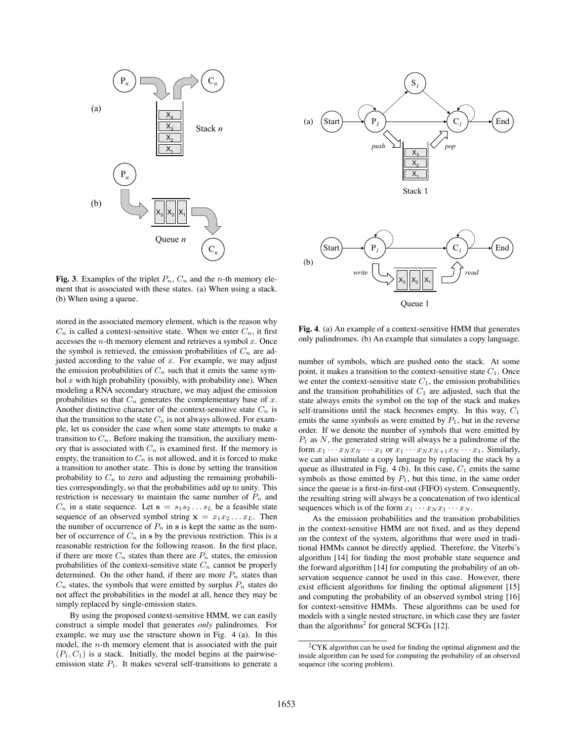Fig. 3. Examples of the triplet $P_n$, $C_n$ and the $n$-th memory element that is associated with these states. (a) When using a stack. (b) When using a queue.

stored in the associated memory element, which is the reason why $C_n$ is called a context-sensitive state. When we enter $C_n$, it first accesses the $n$-th memory element and retrieves a symbol $x$. Once the symbol is retrieved, the emission probabilities of $C_n$ are adjusted according to the value of $x$. For example, we may adjust the emission probabilities of $C_n$ such that it emits the same symbol $x$ with high probability (possibly, with probability one). When modeling a RNA secondary structure, we may adjust the emission probabilities so that $C_n$ generates the complementary base of $x$. Another distinctive character of the context-sensitive state $C_n$ is that the transition to the state $C_n$ is not always allowed. For example, let us consider the case when some state attempts to make a transition to $C_n$. Before making the transition, the auxiliary memory that is associated with $C_n$ is examined first. If the memory is empty, the transition to $C_n$ is not allowed, and it is forced to make a transition to another state. This is done by setting the transition probability to $C_n$ to zero and adjusting the remaining probabilities correspondingly, so that the probabilities add up to unity. This restriction is necessary to maintain the same number of $P_n$ and $C_n$ in a state sequence. Let $\mathbf{s} = s_1 s_2 \ldots s_L$ be a feasible state sequence of an observed symbol string $\mathbf{x} = x_1 x_2 \ldots x_L$. Then the number of occurrence of $P_n$ in $\mathbf{s}$ is kept the same as the number of occurrence of $C_n$ in $\mathbf{s}$ by the previous restriction. This is a reasonable restriction for the following reason. In the first place, if there are more $C_n$ states than there are $P_n$ states, the emission probabilities of the context-sensitive state $C_n$ cannot be properly determined. On the other hand, if there are more $P_n$ states than $C_n$ states, the symbols that were emitted by surplus $P_n$ states do not affect the probabilities in the model at all, hence they may be simply replaced by single-emission states.

By using the proposed context-sensitive HMM, we can easily construct a simple model that generates *only* palindromes. For example, we may use the structure shown in Fig. 4 (a). In this model, the $n$-th memory element that is associated with the pair $(P_1, C_1)$ is a stack. Initially, the model begins at the pairwise-emission state $P_1$. It makes several self-transitions to generate a number of symbols, which are pushed onto the stack. At some point, it makes a transition to the context-sensitive state $C_1$. Once we enter the context-sensitive state $C_1$, the emission probabilities and the transition probabilities of $C_1$ are adjusted, such that the state always emits the symbol on the top of the stack and makes self-transitions until the stack becomes empty. In this way, $C_1$ emits the same symbols as were emitted by $P_1$, but in the reverse order. If we denote the number of symbols that were emitted by $P_1$ as $N$, the generated string will always be a palindrome of the form $x_1 \cdots x_N x_N \cdots x_1$ or $x_1 \cdots x_N x_{N+1} x_N \cdots x_1$. Similarly, we can also simulate a copy language by replacing the stack by a queue as illustrated in Fig. 4 (b). In this case, $C_1$ emits the same symbols as those emitted by $P_1$, but this time, in the same order since the queue is a first-in-first-out (FIFO) system. Consequently, the resulting string will always be a concatenation of two identical sequences which is of the form $x_1 \cdots x_N x_1 \cdots x_N$.

Fig. 4. (a) An example of a context-sensitive HMM that generates only palindromes. (b) An example that simulates a copy language.

As the emission probabilities and the transition probabilities in the context-sensitive HMM are not fixed, and as they depend on the context of the system, algorithms that were used in traditional HMMs cannot be directly applied. Therefore, the Viterbi's algorithm [14] for finding the most probable state sequence and the forward algorithm [14] for computing the probability of an observation sequence cannot be used in this case. However, there exist efficient algorithms for finding the optimal alignment [15] and computing the probability of an observed symbol string [16] for context-sensitive HMMs. These algorithms can be used for models with a single nested structure, in which case they are faster than the algorithms[2] for general SCFGs [12].

[2] CYK algorithm can be used for finding the optimal alignment and the inside algorithm can be used for computing the probability of an observed sequence (the scoring problem).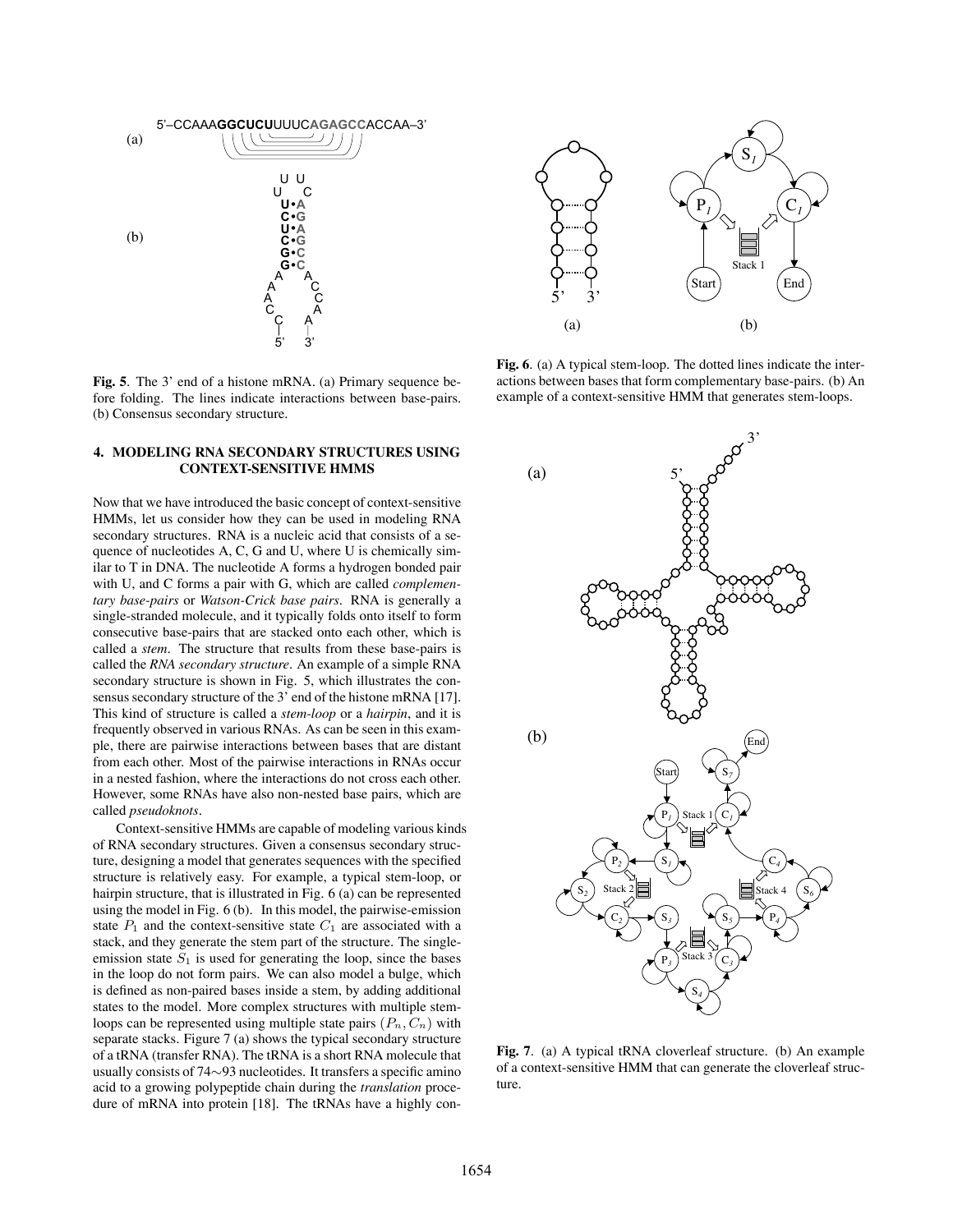Fig. 5. The 3' end of a histone mRNA. (a) Primary sequence before folding. The lines indicate interactions between base-pairs. (b) Consensus secondary structure.

Fig. 6. (a) A typical stem-loop. The dotted lines indicate the interactions between bases that form complementary base-pairs. (b) An example of a context-sensitive HMM that generates stem-loops.

## 4. MODELING RNA SECONDARY STRUCTURES USING CONTEXT-SENSITIVE HMMS

Now that we have introduced the basic concept of context-sensitive HMMs, let us consider how they can be used in modeling RNA secondary structures. RNA is a nucleic acid that consists of a sequence of nucleotides A, C, G and U, where U is chemically similar to T in DNA. The nucleotide A forms a hydrogen bonded pair with U, and C forms a pair with G, which are called *complementary base-pairs* or *Watson-Crick base pairs*. RNA is generally a single-stranded molecule, and it typically folds onto itself to form consecutive base-pairs that are stacked onto each other, which is called a *stem*. The structure that results from these base-pairs is called the *RNA secondary structure*. An example of a simple RNA secondary structure is shown in Fig. 5, which illustrates the consensus secondary structure of the 3' end of the histone mRNA [17]. This kind of structure is called a *stem-loop* or a *hairpin*, and it is frequently observed in various RNAs. As can be seen in this example, there are pairwise interactions between bases that are distant from each other. Most of the pairwise interactions in RNAs occur in a nested fashion, where the interactions do not cross each other. However, some RNAs have also non-nested base pairs, which are called *pseudoknots*.

Context-sensitive HMMs are capable of modeling various kinds of RNA secondary structures. Given a consensus secondary structure, designing a model that generates sequences with the specified structure is relatively easy. For example, a typical stem-loop, or hairpin structure, that is illustrated in Fig. 6 (a) can be represented using the model in Fig. 6 (b). In this model, the pairwise-emission state $P_1$ and the context-sensitive state $C_1$ are associated with a stack, and they generate the stem part of the structure. The single-emission state $S_1$ is used for generating the loop, since the bases in the loop do not form pairs. We can also model a bulge, which is defined as non-paired bases inside a stem, by adding additional states to the model. More complex structures with multiple stem-loops can be represented using multiple state pairs $(P_n, C_n)$ with separate stacks. Figure 7 (a) shows the typical secondary structure of a tRNA (transfer RNA). The tRNA is a short RNA molecule that usually consists of 74∼93 nucleotides. It transfers a specific amino acid to a growing polypeptide chain during the *translation* procedure of mRNA into protein [18]. The tRNAs have a highly con-

Fig. 7. (a) A typical tRNA cloverleaf structure. (b) An example of a context-sensitive HMM that can generate the cloverleaf structure.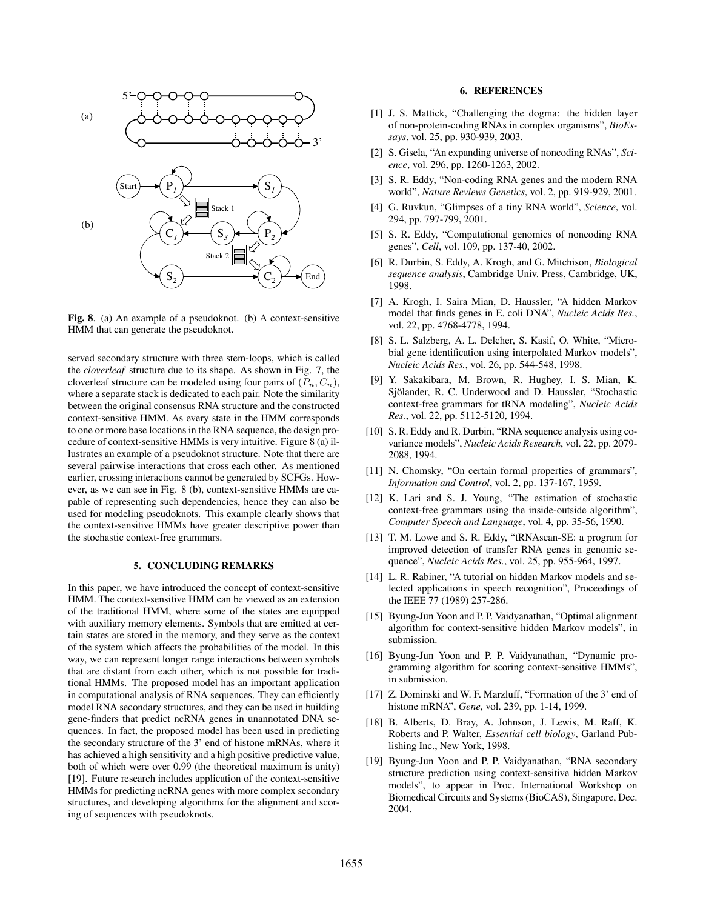(a)

5' 3'

(b)

Start P$_1$ S$_1$ Stack 1 C$_1$ S$_3$ P$_2$ Stack 2 S$_2$ C$_2$ End

**Fig. 8**. (a) An example of a pseudoknot. (b) A context-sensitive HMM that can generate the pseudoknot.

served secondary structure with three stem-loops, which is called the *cloverleaf* structure due to its shape. As shown in Fig. 7, the cloverleaf structure can be modeled using four pairs of $(P_n, C_n)$, where a separate stack is dedicated to each pair. Note the similarity between the original consensus RNA structure and the constructed context-sensitive HMM. As every state in the HMM corresponds to one or more base locations in the RNA sequence, the design procedure of context-sensitive HMMs is very intuitive. Figure 8 (a) illustrates an example of a pseudoknot structure. Note that there are several pairwise interactions that cross each other. As mentioned earlier, crossing interactions cannot be generated by SCFGs. However, as we can see in Fig. 8 (b), context-sensitive HMMs are capable of representing such dependencies, hence they can also be used for modeling pseudoknots. This example clearly shows that the context-sensitive HMMs have greater descriptive power than the stochastic context-free grammars.

## 5. CONCLUDING REMARKS

In this paper, we have introduced the concept of context-sensitive HMM. The context-sensitive HMM can be viewed as an extension of the traditional HMM, where some of the states are equipped with auxiliary memory elements. Symbols that are emitted at certain states are stored in the memory, and they serve as the context of the system which affects the probabilities of the model. In this way, we can represent longer range interactions between symbols that are distant from each other, which is not possible for traditional HMMs. The proposed model has an important application in computational analysis of RNA sequences. They can efficiently model RNA secondary structures, and they can be used in building gene-finders that predict ncRNA genes in unannotated DNA sequences. In fact, the proposed model has been used in predicting the secondary structure of the 3' end of histone mRNAs, where it has achieved a high sensitivity and a high positive predictive value, both of which were over 0.99 (the theoretical maximum is unity) [19]. Future research includes application of the context-sensitive HMMs for predicting ncRNA genes with more complex secondary structures, and developing algorithms for the alignment and scoring of sequences with pseudoknots.

## 6. REFERENCES

[1] J. S. Mattick, "Challenging the dogma: the hidden layer of non-protein-coding RNAs in complex organisms", *BioEssays*, vol. 25, pp. 930-939, 2003.

[2] S. Gisela, "An expanding universe of noncoding RNAs", *Science*, vol. 296, pp. 1260-1263, 2002.

[3] S. R. Eddy, "Non-coding RNA genes and the modern RNA world", *Nature Reviews Genetics*, vol. 2, pp. 919-929, 2001.

[4] G. Ruvkun, "Glimpses of a tiny RNA world", *Science*, vol. 294, pp. 797-799, 2001.

[5] S. R. Eddy, "Computational genomics of noncoding RNA genes", *Cell*, vol. 109, pp. 137-40, 2002.

[6] R. Durbin, S. Eddy, A. Krogh, and G. Mitchison, *Biological sequence analysis*, Cambridge Univ. Press, Cambridge, UK, 1998.

[7] A. Krogh, I. Saira Mian, D. Haussler, "A hidden Markov model that finds genes in E. coli DNA", *Nucleic Acids Res.*, vol. 22, pp. 4768-4778, 1994.

[8] S. L. Salzberg, A. L. Delcher, S. Kasif, O. White, "Microbial gene identification using interpolated Markov models", *Nucleic Acids Res.*, vol. 26, pp. 544-548, 1998.

[9] Y. Sakakibara, M. Brown, R. Hughey, I. S. Mian, K. Sjölander, R. C. Underwood and D. Haussler, "Stochastic context-free grammars for tRNA modeling", *Nucleic Acids Res.*, vol. 22, pp. 5112-5120, 1994.

[10] S. R. Eddy and R. Durbin, "RNA sequence analysis using covariance models", *Nucleic Acids Research*, vol. 22, pp. 2079-2088, 1994.

[11] N. Chomsky, "On certain formal properties of grammars", *Information and Control*, vol. 2, pp. 137-167, 1959.

[12] K. Lari and S. J. Young, "The estimation of stochastic context-free grammars using the inside-outside algorithm", *Computer Speech and Language*, vol. 4, pp. 35-56, 1990.

[13] T. M. Lowe and S. R. Eddy, "tRNAscan-SE: a program for improved detection of transfer RNA genes in genomic sequence", *Nucleic Acids Res.*, vol. 25, pp. 955-964, 1997.

[14] L. R. Rabiner, "A tutorial on hidden Markov models and selected applications in speech recognition", Proceedings of the IEEE 77 (1989) 257-286.

[15] Byung-Jun Yoon and P. P. Vaidyanathan, "Optimal alignment algorithm for context-sensitive hidden Markov models", in submission.

[16] Byung-Jun Yoon and P. P. Vaidyanathan, "Dynamic programming algorithm for scoring context-sensitive HMMs", in submission.

[17] Z. Dominski and W. F. Marzluff, "Formation of the 3' end of histone mRNA", *Gene*, vol. 239, pp. 1-14, 1999.

[18] B. Alberts, D. Bray, A. Johnson, J. Lewis, M. Raff, K. Roberts and P. Walter, *Essential cell biology*, Garland Publishing Inc., New York, 1998.

[19] Byung-Jun Yoon and P. P. Vaidyanathan, "RNA secondary structure prediction using context-sensitive hidden Markov models", to appear in Proc. International Workshop on Biomedical Circuits and Systems (BioCAS), Singapore, Dec. 2004.